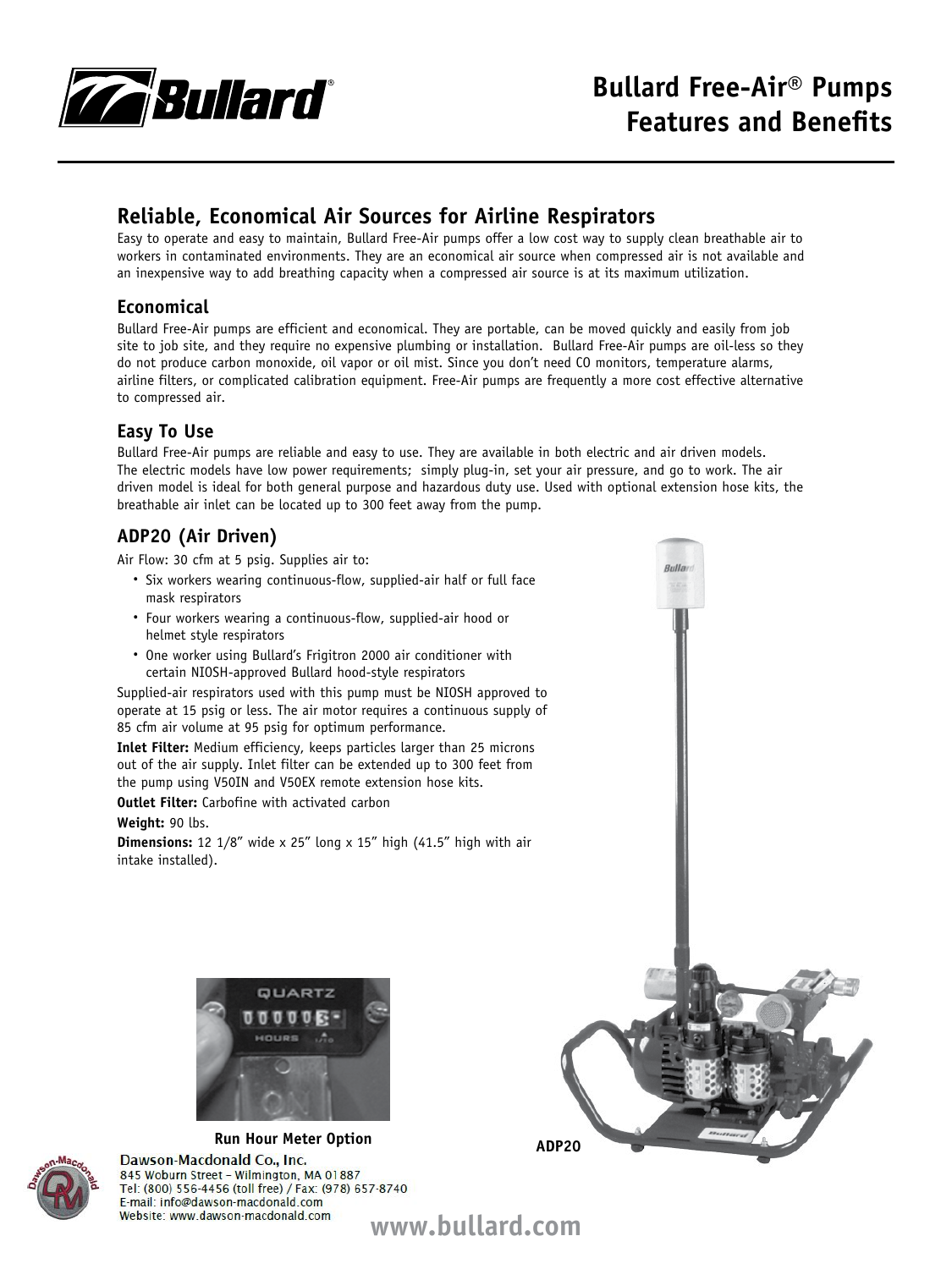# Bullard Free-Air® Pumps Features and Benefits

## Reliable, Economical Air Sources for Airline Respirators

Easy to operate and easy to maintain, Bullard Free-Air pumps offer a low cost way to supply clean breathable air to workers in contaminated environments. They are an economical air source when compressed air is not available and an inexpensive way to add breathing capacity when a compressed air source is at its maximum utilization.

### Economical

Bullard Free-Air pumps are efficient and economical. They are portable, can be moved quickly and easily from job site to job site, and they require no expensive plumbing or installation. Bullard Free-Air pumps are oil-less so they do not produce carbon monoxide, oil vapor or oil mist. Since you don't need CO monitors, temperature alarms, airline filters, or complicated calibration equipment. Free-Air pumps are frequently a more cost effective alternative to compressed air.

### Easy To Use

Bullard Free-Air pumps are reliable and easy to use. They are available in both electric and air driven models. The electric models have low power requirements; simply plug-in, set your air pressure, and go to work. The air driven model is ideal for both general purpose and hazardous duty use. Used with optional extension hose kits, the breathable air inlet can be located up to 300 feet away from the pump.

### ADP20 (Air Driven)

Air Flow: 30 cfm at 5 psig. Supplies air to:

- Six workers wearing continuous-flow, supplied-air half or full face mask respirators
- Four workers wearing a continuous-flow, supplied-air hood or helmet style respirators
- One worker using Bullard's Frigitron 2000 air conditioner with certain NIOSH-approved Bullard hood-style respirators

Supplied-air respirators used with this pump must be NIOSH approved to operate at 15 psig or less. The air motor requires a continuous supply of 85 cfm air volume at 95 psig for optimum performance.

**Inlet Filter:** Medium efficiency, keeps particles larger than 25 microns out of the air supply. Inlet filter can be extended up to 300 feet from the pump using V50IN and V50EX remote extension hose kits.

**Outlet Filter:** Carbofine with activated carbon

**Weight:** 90 lbs.

**Dimensions:** 12 1/8" wide x 25" long x 15" high (41.5" high with air intake installed).

**Run Hour Meter Option**

**ADP20**

Dawson-Macdonald Co., Inc.
845 Woburn Street – Wilmington, MA 01887
Tel: (800) 556-4456 (toll free) / Fax: (978) 657-8740
E-mail: info@dawson-macdonald.com
Website: www.dawson-macdonald.com

www.bullard.com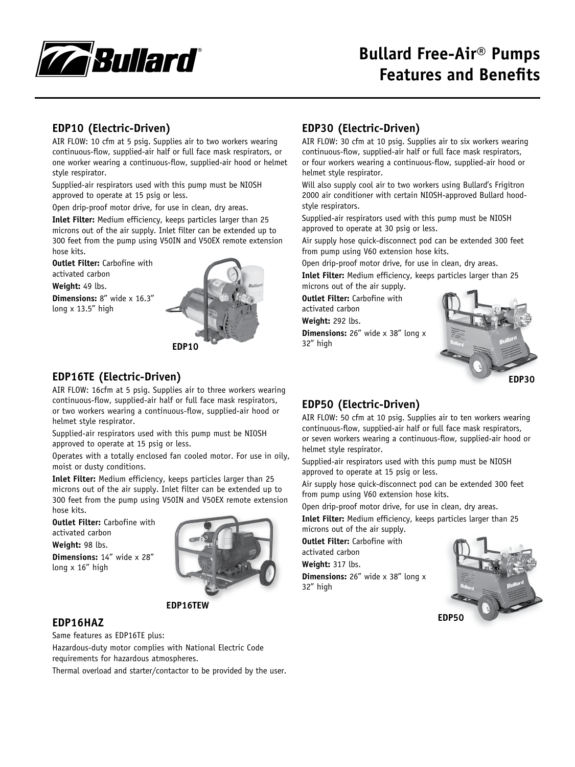# Bullard Free-Air® Pumps Features and Benefits

## EDP10 (Electric-Driven)

AIR FLOW: 10 cfm at 5 psig. Supplies air to two workers wearing continuous-flow, supplied-air half or full face mask respirators, or one worker wearing a continuous-flow, supplied-air hood or helmet style respirator.

Supplied-air respirators used with this pump must be NIOSH approved to operate at 15 psig or less.

Open drip-proof motor drive, for use in clean, dry areas.

**Inlet Filter:** Medium efficiency, keeps particles larger than 25 microns out of the air supply. Inlet filter can be extended up to 300 feet from the pump using V50IN and V50EX remote extension hose kits.

**Outlet Filter:** Carbofine with activated carbon

**Weight:** 49 lbs.

**Dimensions:** 8" wide x 16.3" long x 13.5" high

EDP10

## EDP16TE (Electric-Driven)

AIR FLOW: 16cfm at 5 psig. Supplies air to three workers wearing continuous-flow, supplied-air half or full face mask respirators, or two workers wearing a continuous-flow, supplied-air hood or helmet style respirator.

Supplied-air respirators used with this pump must be NIOSH approved to operate at 15 psig or less.

Operates with a totally enclosed fan cooled motor. For use in oily, moist or dusty conditions.

**Inlet Filter:** Medium efficiency, keeps particles larger than 25 microns out of the air supply. Inlet filter can be extended up to 300 feet from the pump using V50IN and V50EX remote extension hose kits.

**Outlet Filter:** Carbofine with activated carbon

**Weight:** 98 lbs.

**Dimensions:** 14" wide x 28" long x 16" high

EDP16TEW

## EDP16HAZ

Same features as EDP16TE plus:

Hazardous-duty motor complies with National Electric Code requirements for hazardous atmospheres.

Thermal overload and starter/contactor to be provided by the user.

## EDP30 (Electric-Driven)

AIR FLOW: 30 cfm at 10 psig. Supplies air to six workers wearing continuous-flow, supplied-air half or full face mask respirators, or four workers wearing a continuous-flow, supplied-air hood or helmet style respirator.

Will also supply cool air to two workers using Bullard's Frigitron 2000 air conditioner with certain NIOSH-approved Bullard hood-style respirators.

Supplied-air respirators used with this pump must be NIOSH approved to operate at 30 psig or less.

Air supply hose quick-disconnect pod can be extended 300 feet from pump using V60 extension hose kits.

Open drip-proof motor drive, for use in clean, dry areas.

**Inlet Filter:** Medium efficiency, keeps particles larger than 25 microns out of the air supply.

**Outlet Filter:** Carbofine with activated carbon

**Weight:** 292 lbs.

**Dimensions:** 26" wide x 38" long x 32" high

EDP30

## EDP50 (Electric-Driven)

AIR FLOW: 50 cfm at 10 psig. Supplies air to ten workers wearing continuous-flow, supplied-air half or full face mask respirators, or seven workers wearing a continuous-flow, supplied-air hood or helmet style respirator.

Supplied-air respirators used with this pump must be NIOSH approved to operate at 15 psig or less.

Air supply hose quick-disconnect pod can be extended 300 feet from pump using V60 extension hose kits.

Open drip-proof motor drive, for use in clean, dry areas.

**Inlet Filter:** Medium efficiency, keeps particles larger than 25 microns out of the air supply.

**Outlet Filter:** Carbofine with activated carbon

**Weight:** 317 lbs.

**Dimensions:** 26" wide x 38" long x 32" high

EDP50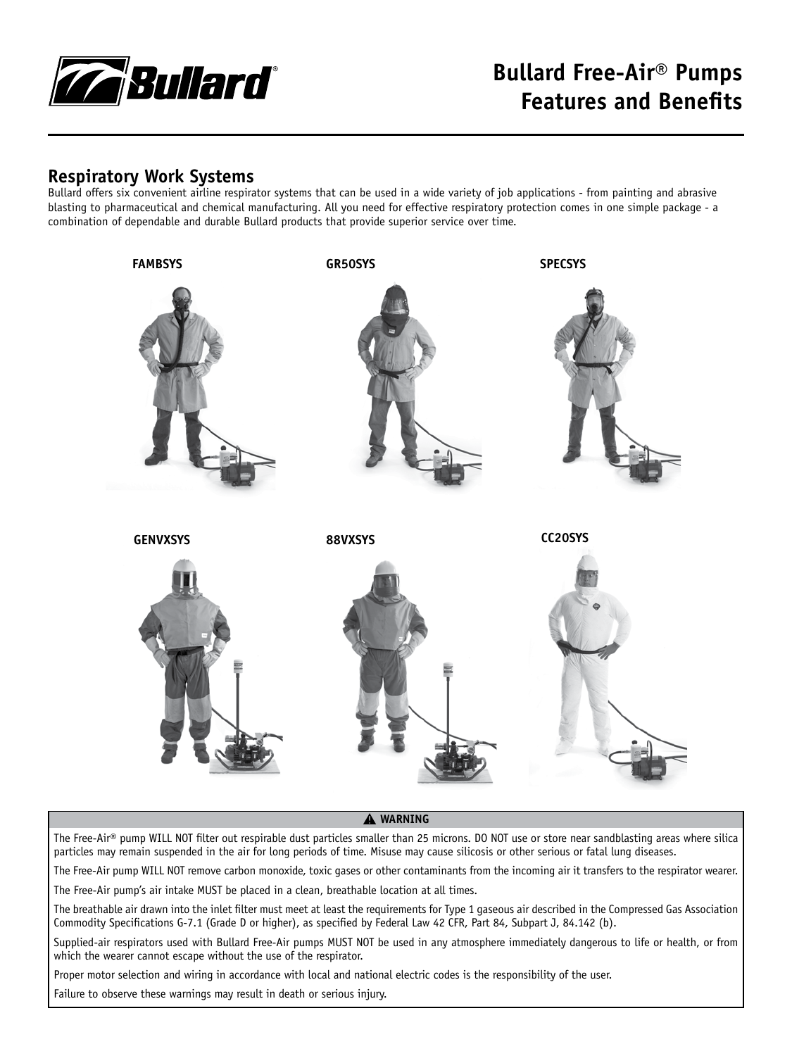# Bullard Free-Air® Pumps Features and Benefits

## Respiratory Work Systems

Bullard offers six convenient airline respirator systems that can be used in a wide variety of job applications - from painting and abrasive blasting to pharmaceutical and chemical manufacturing. All you need for effective respiratory protection comes in one simple package - a combination of dependable and durable Bullard products that provide superior service over time.

**FAMBSYS**

**GR50SYS**

**SPECSYS**

**GENVXSYS**

**88VXSYS**

**CC20SYS**

**⚠ WARNING**

The Free-Air® pump WILL NOT filter out respirable dust particles smaller than 25 microns. DO NOT use or store near sandblasting areas where silica particles may remain suspended in the air for long periods of time. Misuse may cause silicosis or other serious or fatal lung diseases.

The Free-Air pump WILL NOT remove carbon monoxide, toxic gases or other contaminants from the incoming air it transfers to the respirator wearer.

The Free-Air pump's air intake MUST be placed in a clean, breathable location at all times.

The breathable air drawn into the inlet filter must meet at least the requirements for Type 1 gaseous air described in the Compressed Gas Association Commodity Specifications G-7.1 (Grade D or higher), as specified by Federal Law 42 CFR, Part 84, Subpart J, 84.142 (b).

Supplied-air respirators used with Bullard Free-Air pumps MUST NOT be used in any atmosphere immediately dangerous to life or health, or from which the wearer cannot escape without the use of the respirator.

Proper motor selection and wiring in accordance with local and national electric codes is the responsibility of the user.

Failure to observe these warnings may result in death or serious injury.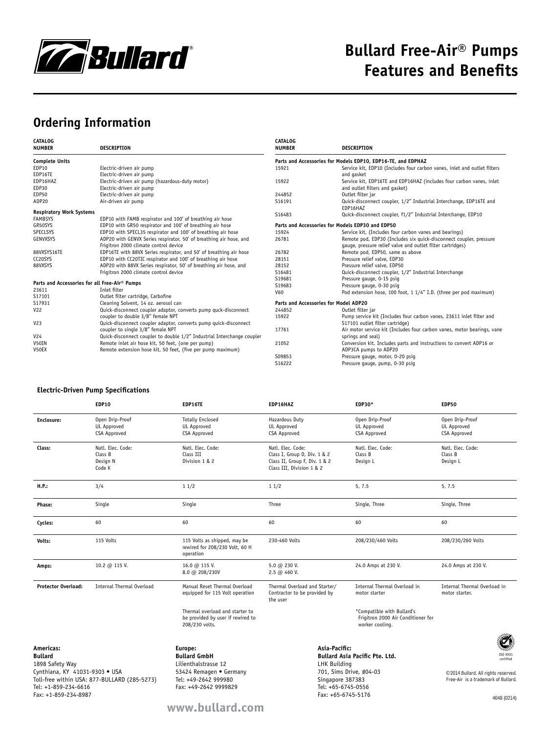# Bullard Free-Air® Pumps Features and Benefits

## Ordering Information

| CATALOG NUMBER | DESCRIPTION |
|---|---|
| **Complete Units** | |
| EDP10 | Electric-driven air pump |
| EDP16TE | Electric-driven air pump |
| EDP16HAZ | Electric-driven air pump (hazardous-duty motor) |
| EDP30 | Electric-driven air pump |
| EDP50 | Electric-driven air pump |
| ADP20 | Air-driven air pump |
| **Respiratory Work Systems** | |
| FAMBSYS | EDP10 with FAMB respirator and 100' of breathing air hose |
| GR50SYS | EDP10 with GR50 respirator and 100' of breathing air hose |
| SPECLSYS | EDP10 with SPECL35 respirator and 100' of breathing air hose |
| GENVXSYS | ADP20 with GENVX Series respirator, 50' of breathing air hose, and Frigitron 2000 climate control device |
| 88VXSYS16TE | EDP16TE with 88VX Series respirator, and 50' of breathing air hose |
| CC20SYS | EDP10 with CC20TIC respirator and 100' of breathing air hose |
| 88VXSYS | ADP20 with 88VX Series respirator, 50' of breathing air hose, and Frigitron 2000 climate control device |
| **Parts and Accessories for all Free-Air® Pumps** | |
| 23611 | Inlet filter |
| S17101 | Outlet filter cartridge, Carbofine |
| S17931 | Cleaning Solvent, 14 oz. aerosol can |
| V22 | Quick-disconnect coupler adaptor, converts pump quck-disconnect coupler to double 3/8" female NPT |
| V23 | Quick-disconnect coupler adaptor, converts pump quick-disconnect coupler to single 3/8" female NPT |
| V24 | Quick-disconnect coupler to double 1/2" Industrial Interchange coupler |
| V50IN | Remote inlet air hose kit, 50 feet, (one per pump) |
| V50EX | Remote extension hose kit, 50 feet, (five per pump maximum) |

| CATALOG NUMBER | DESCRIPTION |
|---|---|
| **Parts and Accessories for Models EDP10, EDP16-TE, and EDPHAZ** | |
| 15921 | Service kit, EDP10 (Includes four carbon vanes, inlet and outlet filters and gasket |
| 15922 | Service kit, EDP16TE and EDP16HAZ (includes four carbon vanes, inlet and outlet filters and gasket) |
| 244852 | Outlet filter jar |
| S16191 | Quick-disconnect coupler, 1/2" Industrial Interchange, EDP16TE and EDP16HAZ |
| S16483 | Quick-disconnect coupler, f1/2" Industrial Interchange, EDP10 |
| **Parts and Accessories for Models EDP30 and EDP50** | |
| 15924 | Service kit, (Includes four carbon vanes and bearings) |
| 26781 | Remote pod, EDP30 (Includes six quick-disconnect coupler, pressure gauge, pressure relief valve and outlet filter cartridges) |
| 26782 | Remote pod, EDP50, same as above |
| 28151 | Pressure relief valve, EDP30 |
| 28152 | Pressure relief valve, EDP50 |
| S16481 | Quick-disconnect coupler, 1/2" Industrial Interchange |
| S19681 | Pressure gauge, 0-15 psig |
| S19683 | Pressure gauge, 0-30 psig |
| V60 | Pod extension hose, 100 foot, 1 1/4" I.D. (three per pod maximum) |
| **Parts and Accessories for Model ADP20** | |
| 244852 | Outlet filter jar |
| 15922 | Pump service kit (Includes four carbon vanes, 23611 inlet filter and S17101 outlet filter cartridge) |
| 17761 | Air motor service kit (Includes four carbon vanes, motor bearings, vane springs and seal) |
| 21052 | Conversion kit. Includes parts and instructions to convert ADP16 or ADP3CA pumps to ADP20 |
| S09853 | Pressure gauge, motor, 0-20 psig |
| S16222 | Pressure gauge, pump, 0-30 psig |

### Electric-Driven Pump Specifications

| | EDP10 | EDP16TE | EDP16HAZ | EDP30* | EDP50 |
|---|---|---|---|---|---|
| **Enclosure:** | Open Drip-Proof<br>UL Approved<br>CSA Approved | Totally Enclosed<br>UL Approved<br>CSA Approved | Hazardous Duty<br>UL Approved<br>CSA Approved | Open Drip-Proof<br>UL Approved<br>CSA Approved | Open Drip-Proof<br>UL Approved<br>CSA Approved |
| **Class:** | Natl. Elec. Code:<br>Class B<br>Design N<br>Code K | Natl. Elec. Code:<br>Class III<br>Division 1 & 2 | Natl. Elec. Code:<br>Class I, Group D, Div. 1 & 2<br>Class II, Group F, Div. 1 & 2<br>Class III, Division 1 & 2 | Natl. Elec. Code:<br>Class B<br>Design L | Natl. Elec. Code:<br>Class B<br>Design L |
| **H.P.:** | 3/4 | 1 1/2 | 1 1/2 | 5, 7.5 | 5, 7.5 |
| **Phase:** | Single | Single | Three | Single, Three | Single, Three |
| **Cycles:** | 60 | 60 | 60 | 60 | 60 |
| **Volts:** | 115 Volts | 115 Volts as shipped, may be rewired for 208/230 Volt, 60 H operation | 230-460 Volts | 208/230/460 Volts | 208/230/260 Volts |
| **Amps:** | 10.2 @ 115 V. | 16.0 @ 115 V.<br>8.0 @ 208/230V | 5.0 @ 230 V.<br>2.5 @ 460 V. | 24.0 Amps at 230 V. | 24.0 Amps at 230 V. |
| **Protector Overload:** | Internal Thermal Overload | Manual Reset Thermal Overload equipped for 115 Volt operation<br><br>Thermal overload and starter to be provided by user if rewired to 208/230 volts. | Thermal Overload and Starter/ Contractor to be provided by the user | Internal Thermal Overload in motor starter<br><br>*Compatible with Bullard's Frigitron 2000 Air Conditioner for worker cooling. | Internal Thermal Overload in motor starter. |

**Americas:**
**Bullard**
1898 Safety Way
Cynthiana, KY 41031-9303 • USA
Toll-free within USA: 877-BULLARD (285-5273)
Tel: +1-859-234-6616
Fax: +1-859-234-8987

**Europe:**
**Bullard GmbH**
Lilienthalstrasse 12
53424 Remagen • Germany
Tel: +49-2642 999980
Fax: +49-2642 9999829

**Asia-Pacific:**
**Bullard Asia Pacific Pte. Ltd.**
LHK Building
701, Sims Drive, #04-03
Singapore 387383
Tel: +65-6745-0556
Fax: +65-6745-5176

ISO 9001 certified

©2014 Bullard. All rights reserved.
Free-Air is a trademark of Bullard.

4048 (0214)

www.bullard.com